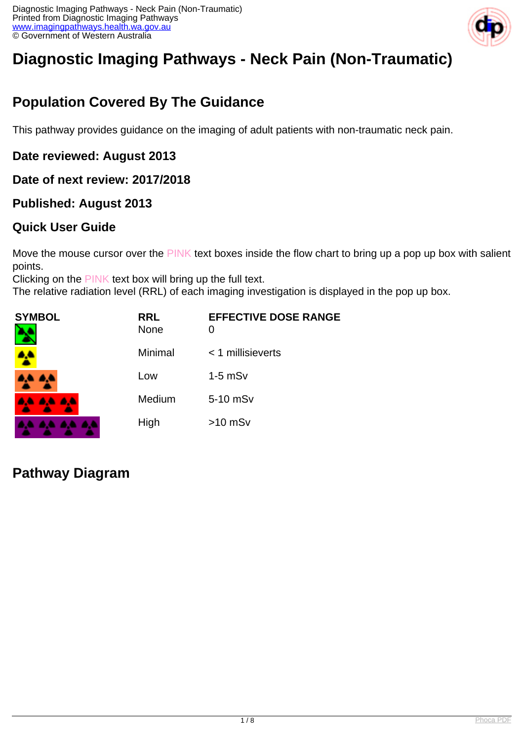# Diagnostic Imaging Pathways - Neck Pain (Non-Traumatic)

## Population Covered By The Guidance

This pathway provides guidance on the imaging of adult patients with non-traumatic neck pain.

### Date reviewed: August 2013

### Date of next review: 2017/2018

### Published: August 2013

### Quick User Guide

Move the mouse cursor over the PINK text boxes inside the flow chart to bring up a pop up box with salient points.
Clicking on the PINK text box will bring up the full text.
The relative radiation level (RRL) of each imaging investigation is displayed in the pop up box.

| SYMBOL | RRL | EFFECTIVE DOSE RANGE |
| --- | --- | --- |
| | None | 0 |
| | Minimal | < 1 millisieverts |
| | Low | 1-5 mSv |
| | Medium | 5-10 mSv |
| | High | >10 mSv |

## Pathway Diagram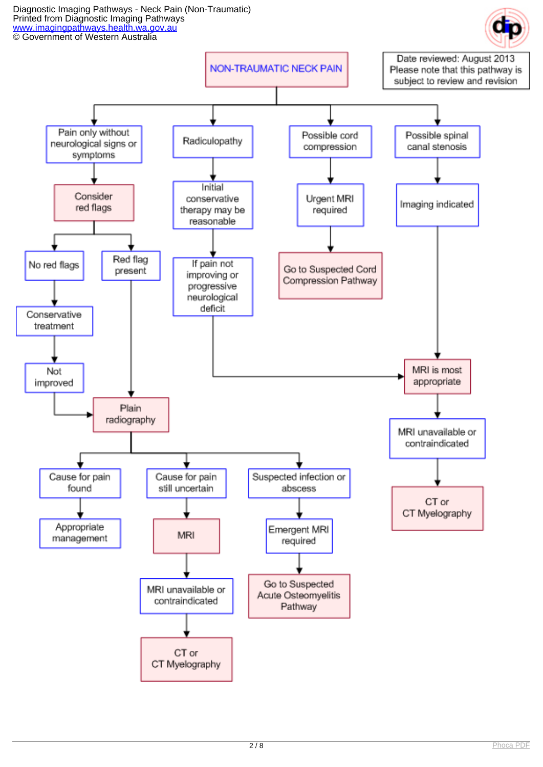# NON-TRAUMATIC NECK PAIN

Date reviewed: August 2013
Please note that this pathway is subject to review and revision

- **Pain only without neurological signs or symptoms**
  - Consider red flags
    - No red flags
      - Conservative treatment
        - Not improved
          - Plain radiography
    - Red flag present
      - Plain radiography
- **Radiculopathy**
  - Initial conservative therapy may be reasonable
    - If pain not improving or progressive neurological deficit
      - MRI is most appropriate
- **Possible cord compression**
  - Urgent MRI required
    - Go to Suspected Cord Compression Pathway
- **Possible spinal canal stenosis**
  - Imaging indicated
    - MRI is most appropriate
      - MRI unavailable or contraindicated
        - CT or CT Myelography

**Plain radiography**

- Cause for pain found
  - Appropriate management
- Cause for pain still uncertain
  - MRI
    - MRI unavailable or contraindicated
      - CT or CT Myelography
- Suspected infection or abscess
  - Emergent MRI required
    - Go to Suspected Acute Osteomyelitis Pathway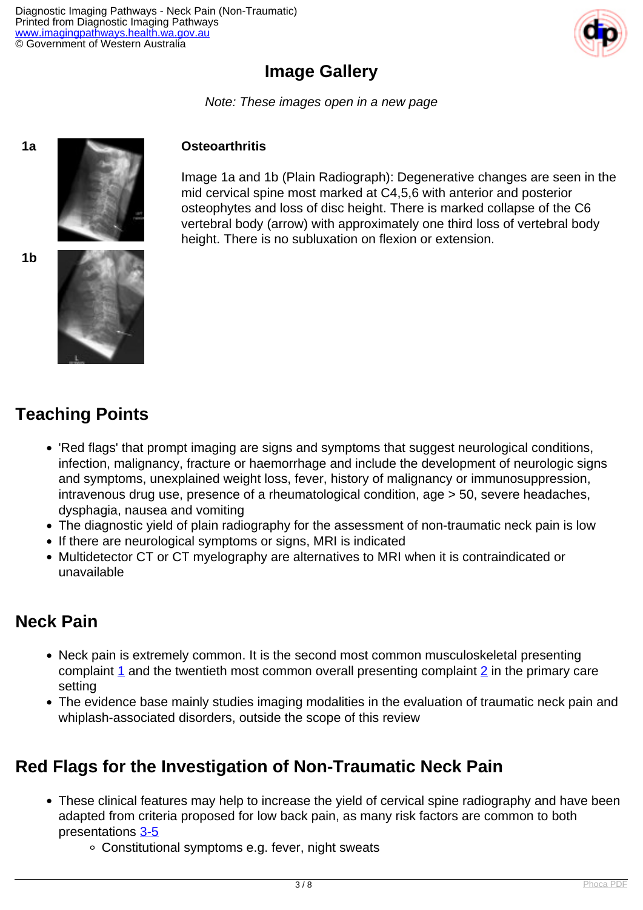## Image Gallery

*Note: These images open in a new page*

1a

1b

**Osteoarthritis**

Image 1a and 1b (Plain Radiograph): Degenerative changes are seen in the mid cervical spine most marked at C4,5,6 with anterior and posterior osteophytes and loss of disc height. There is marked collapse of the C6 vertebral body (arrow) with approximately one third loss of vertebral body height. There is no subluxation on flexion or extension.

## Teaching Points

- 'Red flags' that prompt imaging are signs and symptoms that suggest neurological conditions, infection, malignancy, fracture or haemorrhage and include the development of neurologic signs and symptoms, unexplained weight loss, fever, history of malignancy or immunosuppression, intravenous drug use, presence of a rheumatological condition, age > 50, severe headaches, dysphagia, nausea and vomiting
- The diagnostic yield of plain radiography for the assessment of non-traumatic neck pain is low
- If there are neurological symptoms or signs, MRI is indicated
- Multidetector CT or CT myelography are alternatives to MRI when it is contraindicated or unavailable

## Neck Pain

- Neck pain is extremely common. It is the second most common musculoskeletal presenting complaint 1 and the twentieth most common overall presenting complaint 2 in the primary care setting
- The evidence base mainly studies imaging modalities in the evaluation of traumatic neck pain and whiplash-associated disorders, outside the scope of this review

## Red Flags for the Investigation of Non-Traumatic Neck Pain

- These clinical features may help to increase the yield of cervical spine radiography and have been adapted from criteria proposed for low back pain, as many risk factors are common to both presentations 3-5
  - Constitutional symptoms e.g. fever, night sweats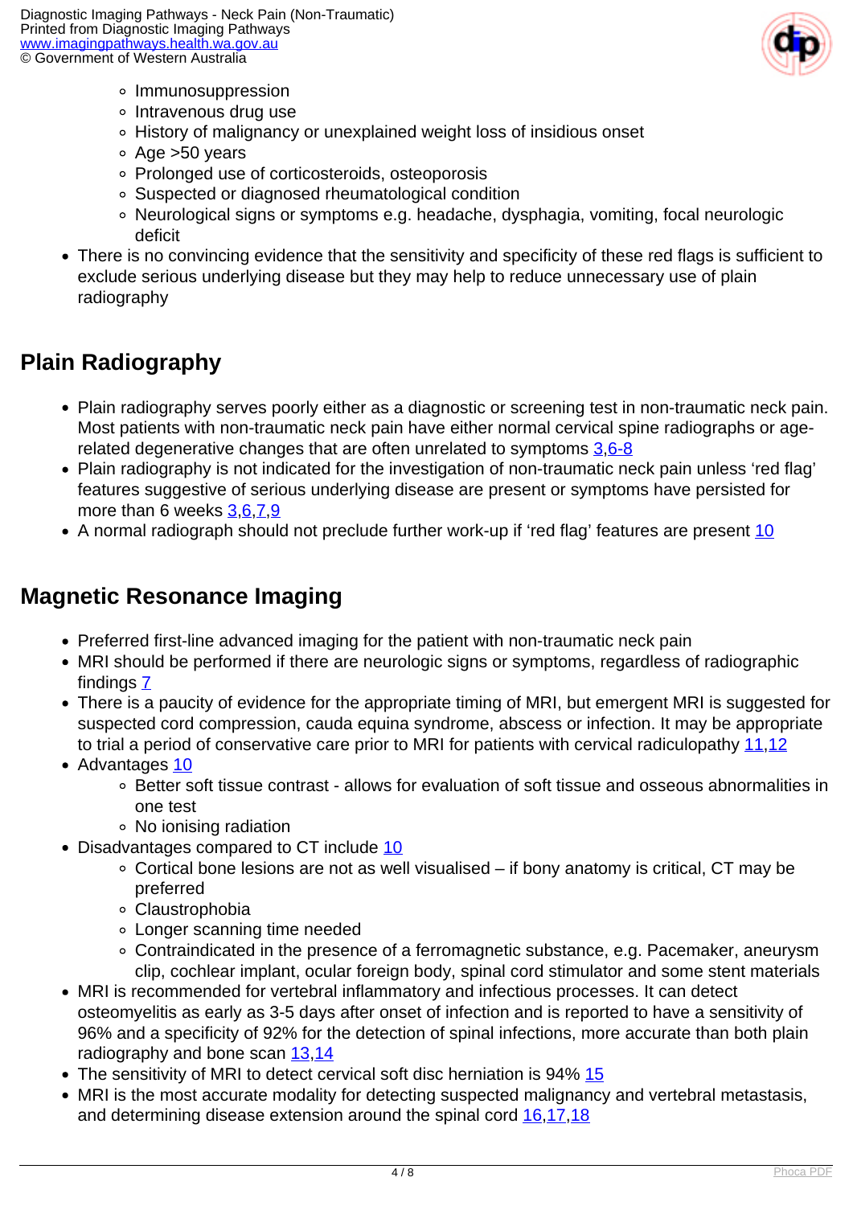- Immunosuppression
    - Intravenous drug use
    - History of malignancy or unexplained weight loss of insidious onset
    - Age >50 years
    - Prolonged use of corticosteroids, osteoporosis
    - Suspected or diagnosed rheumatological condition
    - Neurological signs or symptoms e.g. headache, dysphagia, vomiting, focal neurologic deficit
- There is no convincing evidence that the sensitivity and specificity of these red flags is sufficient to exclude serious underlying disease but they may help to reduce unnecessary use of plain radiography

## Plain Radiography

- Plain radiography serves poorly either as a diagnostic or screening test in non-traumatic neck pain. Most patients with non-traumatic neck pain have either normal cervical spine radiographs or age-related degenerative changes that are often unrelated to symptoms 3,6-8
- Plain radiography is not indicated for the investigation of non-traumatic neck pain unless 'red flag' features suggestive of serious underlying disease are present or symptoms have persisted for more than 6 weeks 3,6,7,9
- A normal radiograph should not preclude further work-up if 'red flag' features are present 10

## Magnetic Resonance Imaging

- Preferred first-line advanced imaging for the patient with non-traumatic neck pain
- MRI should be performed if there are neurologic signs or symptoms, regardless of radiographic findings 7
- There is a paucity of evidence for the appropriate timing of MRI, but emergent MRI is suggested for suspected cord compression, cauda equina syndrome, abscess or infection. It may be appropriate to trial a period of conservative care prior to MRI for patients with cervical radiculopathy 11,12
- Advantages 10
    - Better soft tissue contrast - allows for evaluation of soft tissue and osseous abnormalities in one test
    - No ionising radiation
- Disadvantages compared to CT include 10
    - Cortical bone lesions are not as well visualised – if bony anatomy is critical, CT may be preferred
    - Claustrophobia
    - Longer scanning time needed
    - Contraindicated in the presence of a ferromagnetic substance, e.g. Pacemaker, aneurysm clip, cochlear implant, ocular foreign body, spinal cord stimulator and some stent materials
- MRI is recommended for vertebral inflammatory and infectious processes. It can detect osteomyelitis as early as 3-5 days after onset of infection and is reported to have a sensitivity of 96% and a specificity of 92% for the detection of spinal infections, more accurate than both plain radiography and bone scan 13,14
- The sensitivity of MRI to detect cervical soft disc herniation is 94% 15
- MRI is the most accurate modality for detecting suspected malignancy and vertebral metastasis, and determining disease extension around the spinal cord 16,17,18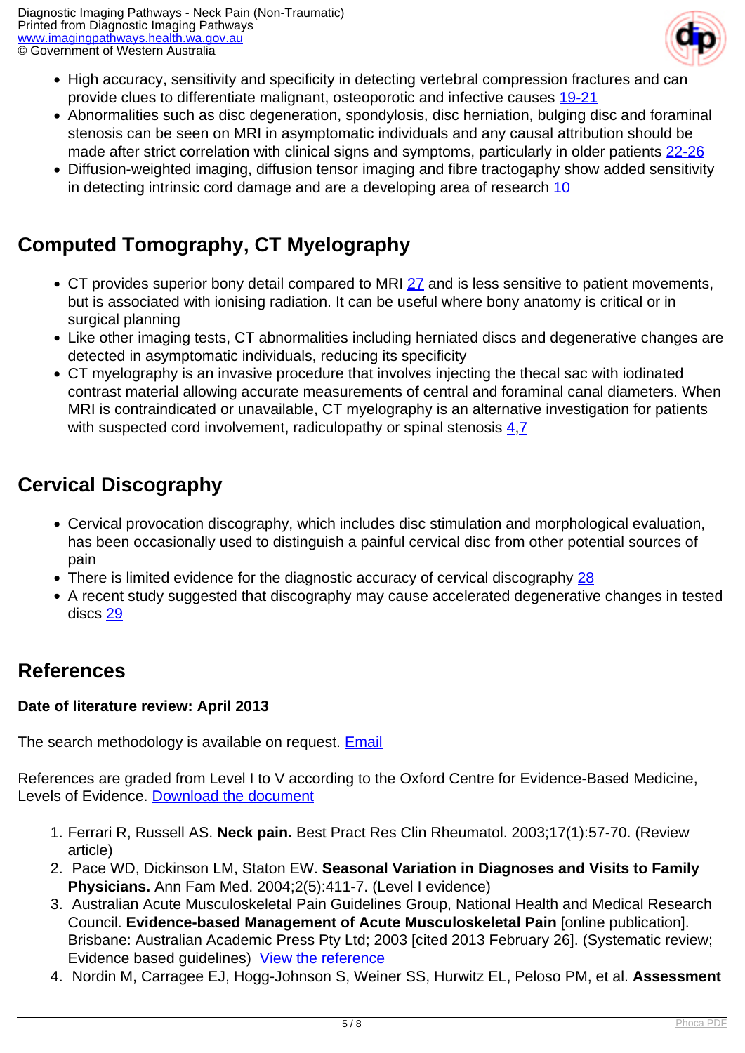- High accuracy, sensitivity and specificity in detecting vertebral compression fractures and can provide clues to differentiate malignant, osteoporotic and infective causes 19-21
- Abnormalities such as disc degeneration, spondylosis, disc herniation, bulging disc and foraminal stenosis can be seen on MRI in asymptomatic individuals and any causal attribution should be made after strict correlation with clinical signs and symptoms, particularly in older patients 22-26
- Diffusion-weighted imaging, diffusion tensor imaging and fibre tractography show added sensitivity in detecting intrinsic cord damage and are a developing area of research 10

## Computed Tomography, CT Myelography

- CT provides superior bony detail compared to MRI 27 and is less sensitive to patient movements, but is associated with ionising radiation. It can be useful where bony anatomy is critical or in surgical planning
- Like other imaging tests, CT abnormalities including herniated discs and degenerative changes are detected in asymptomatic individuals, reducing its specificity
- CT myelography is an invasive procedure that involves injecting the thecal sac with iodinated contrast material allowing accurate measurements of central and foraminal canal diameters. When MRI is contraindicated or unavailable, CT myelography is an alternative investigation for patients with suspected cord involvement, radiculopathy or spinal stenosis 4,7

## Cervical Discography

- Cervical provocation discography, which includes disc stimulation and morphological evaluation, has been occasionally used to distinguish a painful cervical disc from other potential sources of pain
- There is limited evidence for the diagnostic accuracy of cervical discography 28
- A recent study suggested that discography may cause accelerated degenerative changes in tested discs 29

## References

**Date of literature review: April 2013**

The search methodology is available on request. Email

References are graded from Level I to V according to the Oxford Centre for Evidence-Based Medicine, Levels of Evidence. Download the document

1. Ferrari R, Russell AS. **Neck pain.** Best Pract Res Clin Rheumatol. 2003;17(1):57-70. (Review article)
2. Pace WD, Dickinson LM, Staton EW. **Seasonal Variation in Diagnoses and Visits to Family Physicians.** Ann Fam Med. 2004;2(5):411-7. (Level I evidence)
3. Australian Acute Musculoskeletal Pain Guidelines Group, National Health and Medical Research Council. **Evidence-based Management of Acute Musculoskeletal Pain** [online publication]. Brisbane: Australian Academic Press Pty Ltd; 2003 [cited 2013 February 26]. (Systematic review; Evidence based guidelines) View the reference
4. Nordin M, Carragee EJ, Hogg-Johnson S, Weiner SS, Hurwitz EL, Peloso PM, et al. **Assessment**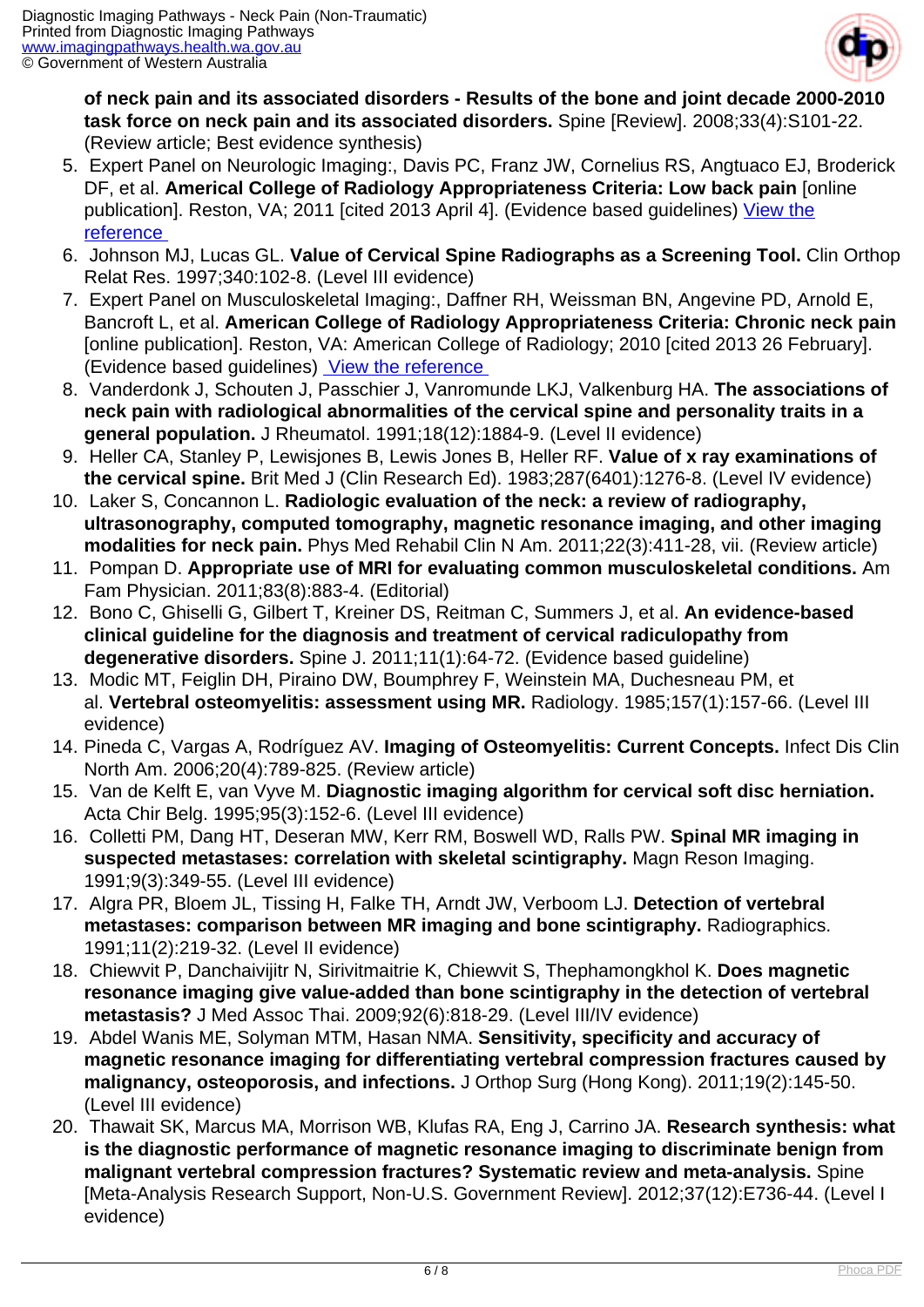**of neck pain and its associated disorders - Results of the bone and joint decade 2000-2010 task force on neck pain and its associated disorders.** Spine [Review]. 2008;33(4):S101-22. (Review article; Best evidence synthesis)

5. Expert Panel on Neurologic Imaging:, Davis PC, Franz JW, Cornelius RS, Angtuaco EJ, Broderick DF, et al. **Americal College of Radiology Appropriateness Criteria: Low back pain** [online publication]. Reston, VA; 2011 [cited 2013 April 4]. (Evidence based guidelines) View the reference
6. Johnson MJ, Lucas GL. **Value of Cervical Spine Radiographs as a Screening Tool.** Clin Orthop Relat Res. 1997;340:102-8. (Level III evidence)
7. Expert Panel on Musculoskeletal Imaging:, Daffner RH, Weissman BN, Angevine PD, Arnold E, Bancroft L, et al. **American College of Radiology Appropriateness Criteria: Chronic neck pain** [online publication]. Reston, VA: American College of Radiology; 2010 [cited 2013 26 February]. (Evidence based guidelines) View the reference
8. Vanderdonk J, Schouten J, Passchier J, Vanromunde LKJ, Valkenburg HA. **The associations of neck pain with radiological abnormalities of the cervical spine and personality traits in a general population.** J Rheumatol. 1991;18(12):1884-9. (Level II evidence)
9. Heller CA, Stanley P, Lewisjones B, Lewis Jones B, Heller RF. **Value of x ray examinations of the cervical spine.** Brit Med J (Clin Research Ed). 1983;287(6401):1276-8. (Level IV evidence)
10. Laker S, Concannon L. **Radiologic evaluation of the neck: a review of radiography, ultrasonography, computed tomography, magnetic resonance imaging, and other imaging modalities for neck pain.** Phys Med Rehabil Clin N Am. 2011;22(3):411-28, vii. (Review article)
11. Pompan D. **Appropriate use of MRI for evaluating common musculoskeletal conditions.** Am Fam Physician. 2011;83(8):883-4. (Editorial)
12. Bono C, Ghiselli G, Gilbert T, Kreiner DS, Reitman C, Summers J, et al. **An evidence-based clinical guideline for the diagnosis and treatment of cervical radiculopathy from degenerative disorders.** Spine J. 2011;11(1):64-72. (Evidence based guideline)
13. Modic MT, Feiglin DH, Piraino DW, Boumphrey F, Weinstein MA, Duchesneau PM, et al. **Vertebral osteomyelitis: assessment using MR.** Radiology. 1985;157(1):157-66. (Level III evidence)
14. Pineda C, Vargas A, Rodríguez AV. **Imaging of Osteomyelitis: Current Concepts.** Infect Dis Clin North Am. 2006;20(4):789-825. (Review article)
15. Van de Kelft E, van Vyve M. **Diagnostic imaging algorithm for cervical soft disc herniation.** Acta Chir Belg. 1995;95(3):152-6. (Level III evidence)
16. Colletti PM, Dang HT, Deseran MW, Kerr RM, Boswell WD, Ralls PW. **Spinal MR imaging in suspected metastases: correlation with skeletal scintigraphy.** Magn Reson Imaging. 1991;9(3):349-55. (Level III evidence)
17. Algra PR, Bloem JL, Tissing H, Falke TH, Arndt JW, Verboom LJ. **Detection of vertebral metastases: comparison between MR imaging and bone scintigraphy.** Radiographics. 1991;11(2):219-32. (Level II evidence)
18. Chiewvit P, Danchaivijitr N, Sirivitmaitrie K, Chiewvit S, Thephamongkhol K. **Does magnetic resonance imaging give value-added than bone scintigraphy in the detection of vertebral metastasis?** J Med Assoc Thai. 2009;92(6):818-29. (Level III/IV evidence)
19. Abdel Wanis ME, Solyman MTM, Hasan NMA. **Sensitivity, specificity and accuracy of magnetic resonance imaging for differentiating vertebral compression fractures caused by malignancy, osteoporosis, and infections.** J Orthop Surg (Hong Kong). 2011;19(2):145-50. (Level III evidence)
20. Thawait SK, Marcus MA, Morrison WB, Klufas RA, Eng J, Carrino JA. **Research synthesis: what is the diagnostic performance of magnetic resonance imaging to discriminate benign from malignant vertebral compression fractures? Systematic review and meta-analysis.** Spine [Meta-Analysis Research Support, Non-U.S. Government Review]. 2012;37(12):E736-44. (Level I evidence)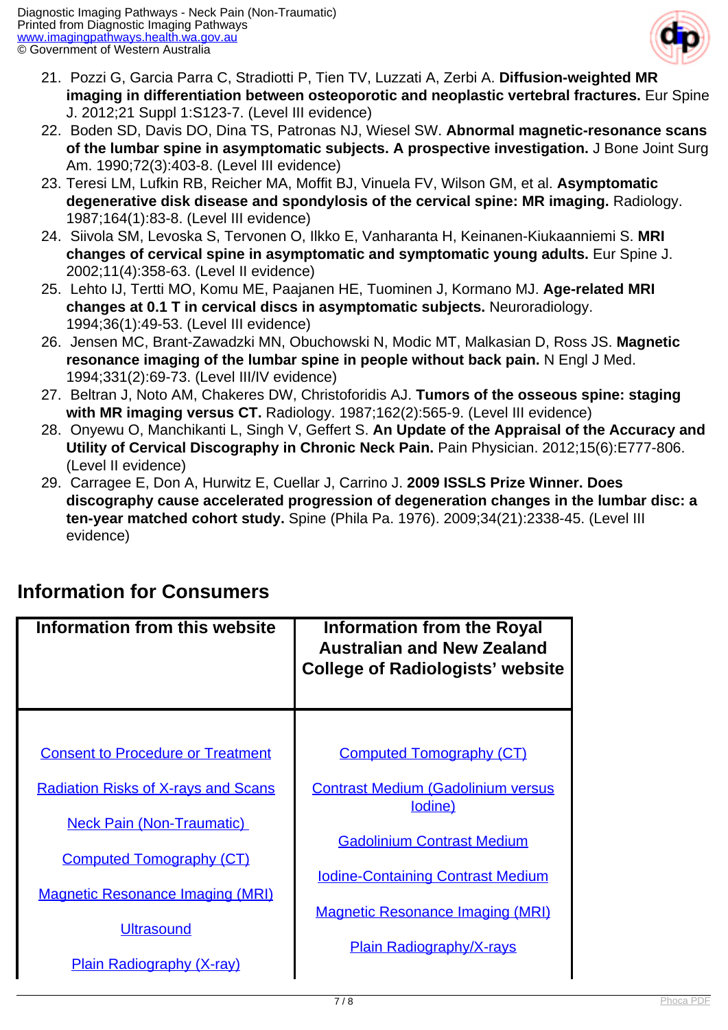21. Pozzi G, Garcia Parra C, Stradiotti P, Tien TV, Luzzati A, Zerbi A. **Diffusion-weighted MR imaging in differentiation between osteoporotic and neoplastic vertebral fractures.** Eur Spine J. 2012;21 Suppl 1:S123-7. (Level III evidence)
22. Boden SD, Davis DO, Dina TS, Patronas NJ, Wiesel SW. **Abnormal magnetic-resonance scans of the lumbar spine in asymptomatic subjects. A prospective investigation.** J Bone Joint Surg Am. 1990;72(3):403-8. (Level III evidence)
23. Teresi LM, Lufkin RB, Reicher MA, Moffit BJ, Vinuela FV, Wilson GM, et al. **Asymptomatic degenerative disk disease and spondylosis of the cervical spine: MR imaging.** Radiology. 1987;164(1):83-8. (Level III evidence)
24. Siivola SM, Levoska S, Tervonen O, Ilkko E, Vanharanta H, Keinanen-Kiukaanniemi S. **MRI changes of cervical spine in asymptomatic and symptomatic young adults.** Eur Spine J. 2002;11(4):358-63. (Level II evidence)
25. Lehto IJ, Tertti MO, Komu ME, Paajanen HE, Tuominen J, Kormano MJ. **Age-related MRI changes at 0.1 T in cervical discs in asymptomatic subjects.** Neuroradiology. 1994;36(1):49-53. (Level III evidence)
26. Jensen MC, Brant-Zawadzki MN, Obuchowski N, Modic MT, Malkasian D, Ross JS. **Magnetic resonance imaging of the lumbar spine in people without back pain.** N Engl J Med. 1994;331(2):69-73. (Level III/IV evidence)
27. Beltran J, Noto AM, Chakeres DW, Christoforidis AJ. **Tumors of the osseous spine: staging with MR imaging versus CT.** Radiology. 1987;162(2):565-9. (Level III evidence)
28. Onyewu O, Manchikanti L, Singh V, Geffert S. **An Update of the Appraisal of the Accuracy and Utility of Cervical Discography in Chronic Neck Pain.** Pain Physician. 2012;15(6):E777-806. (Level II evidence)
29. Carragee E, Don A, Hurwitz E, Cuellar J, Carrino J. **2009 ISSLS Prize Winner. Does discography cause accelerated progression of degeneration changes in the lumbar disc: a ten-year matched cohort study.** Spine (Phila Pa. 1976). 2009;34(21):2338-45. (Level III evidence)

## Information for Consumers

| Information from this website | Information from the Royal Australian and New Zealand College of Radiologists' website |
|---|---|
| Consent to Procedure or Treatment | Computed Tomography (CT) |
| Radiation Risks of X-rays and Scans | Contrast Medium (Gadolinium versus Iodine) |
| Neck Pain (Non-Traumatic) | Gadolinium Contrast Medium |
| Computed Tomography (CT) | Iodine-Containing Contrast Medium |
| Magnetic Resonance Imaging (MRI) | Magnetic Resonance Imaging (MRI) |
| Ultrasound | Plain Radiography/X-rays |
| Plain Radiography (X-ray) | |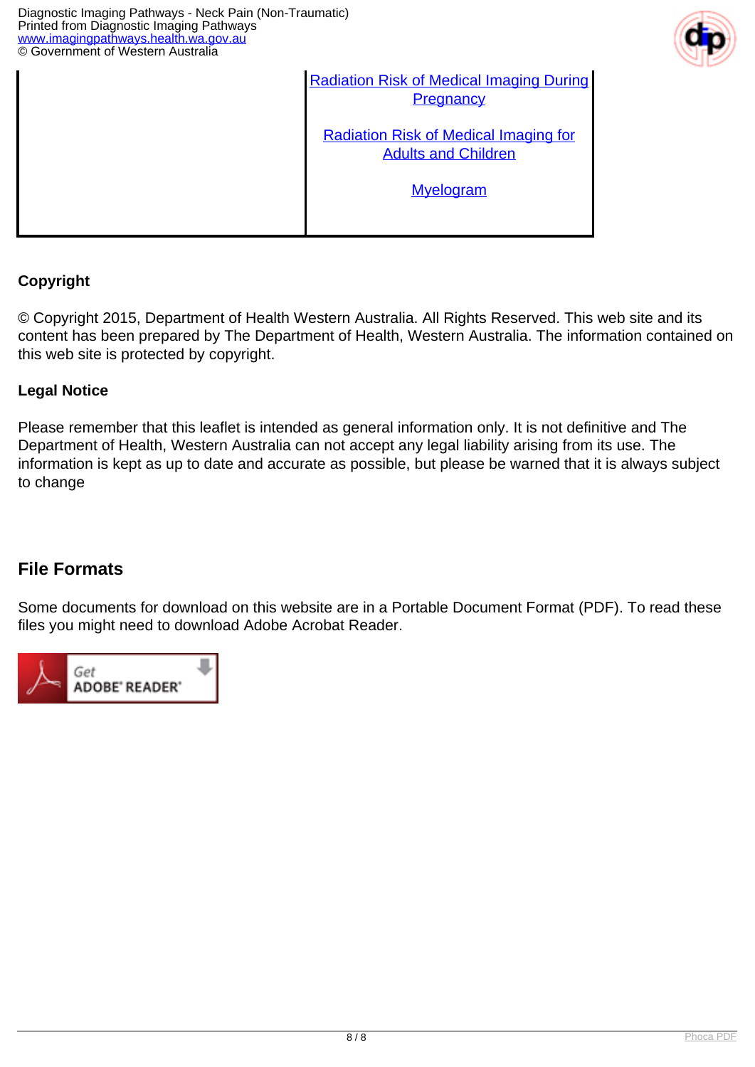| | |
|---|---|
| | Radiation Risk of Medical Imaging During Pregnancy<br><br>Radiation Risk of Medical Imaging for Adults and Children<br><br>Myelogram |

**Copyright**

© Copyright 2015, Department of Health Western Australia. All Rights Reserved. This web site and its content has been prepared by The Department of Health, Western Australia. The information contained on this web site is protected by copyright.

**Legal Notice**

Please remember that this leaflet is intended as general information only. It is not definitive and The Department of Health, Western Australia can not accept any legal liability arising from its use. The information is kept as up to date and accurate as possible, but please be warned that it is always subject to change

## File Formats

Some documents for download on this website are in a Portable Document Format (PDF). To read these files you might need to download Adobe Acrobat Reader.

Get ADOBE® READER®